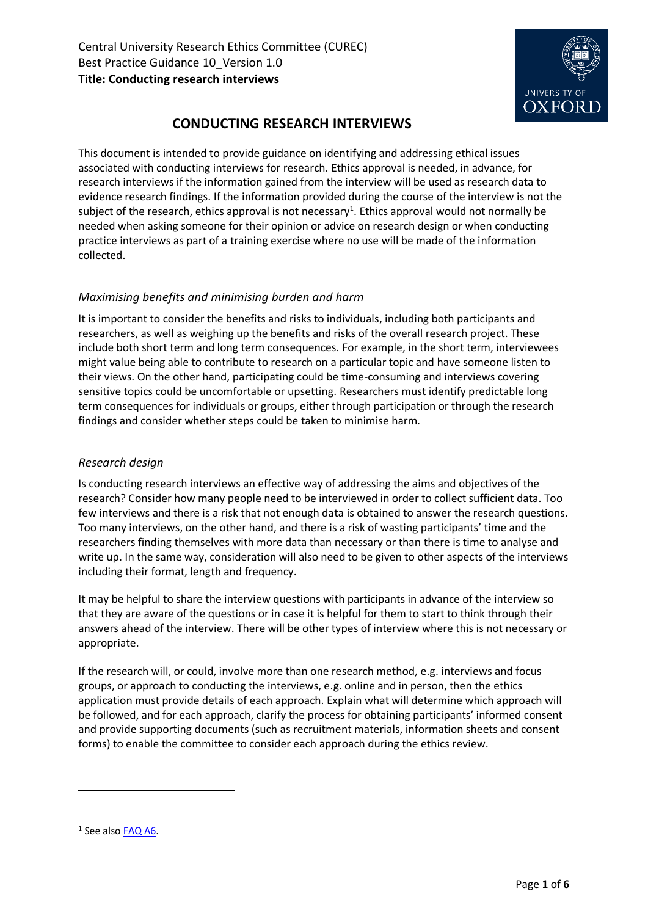# CONDUCTING RESEARCH INTERVIEWS

This document is intended to provide guidance on identifying and addressing ethical issues associated with conducting interviews for research. Ethics approval is needed, in advance, for research interviews if the information gained from the interview will be used as research data to evidence research findings. If the information provided during the course of the interview is not the subject of the research, ethics approval is not necessary[1]. Ethics approval would not normally be needed when asking someone for their opinion or advice on research design or when conducting practice interviews as part of a training exercise where no use will be made of the information collected.

## *Maximising benefits and minimising burden and harm*

It is important to consider the benefits and risks to individuals, including both participants and researchers, as well as weighing up the benefits and risks of the overall research project. These include both short term and long term consequences. For example, in the short term, interviewees might value being able to contribute to research on a particular topic and have someone listen to their views. On the other hand, participating could be time-consuming and interviews covering sensitive topics could be uncomfortable or upsetting. Researchers must identify predictable long term consequences for individuals or groups, either through participation or through the research findings and consider whether steps could be taken to minimise harm.

## *Research design*

Is conducting research interviews an effective way of addressing the aims and objectives of the research? Consider how many people need to be interviewed in order to collect sufficient data. Too few interviews and there is a risk that not enough data is obtained to answer the research questions. Too many interviews, on the other hand, and there is a risk of wasting participants' time and the researchers finding themselves with more data than necessary or than there is time to analyse and write up. In the same way, consideration will also need to be given to other aspects of the interviews including their format, length and frequency.

It may be helpful to share the interview questions with participants in advance of the interview so that they are aware of the questions or in case it is helpful for them to start to think through their answers ahead of the interview. There will be other types of interview where this is not necessary or appropriate.

If the research will, or could, involve more than one research method, e.g. interviews and focus groups, or approach to conducting the interviews, e.g. online and in person, then the ethics application must provide details of each approach. Explain what will determine which approach will be followed, and for each approach, clarify the process for obtaining participants' informed consent and provide supporting documents (such as recruitment materials, information sheets and consent forms) to enable the committee to consider each approach during the ethics review.

---

[1] See also FAQ A6.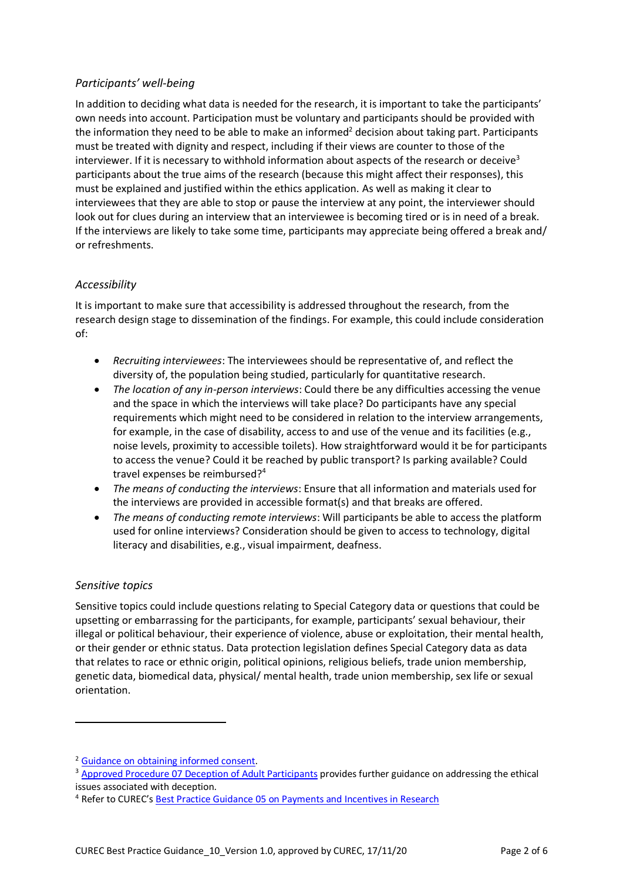### *Participants' well-being*

In addition to deciding what data is needed for the research, it is important to take the participants' own needs into account. Participation must be voluntary and participants should be provided with the information they need to be able to make an informed[2] decision about taking part. Participants must be treated with dignity and respect, including if their views are counter to those of the interviewer. If it is necessary to withhold information about aspects of the research or deceive[3] participants about the true aims of the research (because this might affect their responses), this must be explained and justified within the ethics application. As well as making it clear to interviewees that they are able to stop or pause the interview at any point, the interviewer should look out for clues during an interview that an interviewee is becoming tired or is in need of a break. If the interviews are likely to take some time, participants may appreciate being offered a break and/ or refreshments.

### *Accessibility*

It is important to make sure that accessibility is addressed throughout the research, from the research design stage to dissemination of the findings. For example, this could include consideration of:

- *Recruiting interviewees*: The interviewees should be representative of, and reflect the diversity of, the population being studied, particularly for quantitative research.
- *The location of any in-person interviews*: Could there be any difficulties accessing the venue and the space in which the interviews will take place? Do participants have any special requirements which might need to be considered in relation to the interview arrangements, for example, in the case of disability, access to and use of the venue and its facilities (e.g., noise levels, proximity to accessible toilets). How straightforward would it be for participants to access the venue? Could it be reached by public transport? Is parking available? Could travel expenses be reimbursed?[4]
- *The means of conducting the interviews*: Ensure that all information and materials used for the interviews are provided in accessible format(s) and that breaks are offered.
- *The means of conducting remote interviews*: Will participants be able to access the platform used for online interviews? Consideration should be given to access to technology, digital literacy and disabilities, e.g., visual impairment, deafness.

### *Sensitive topics*

Sensitive topics could include questions relating to Special Category data or questions that could be upsetting or embarrassing for the participants, for example, participants' sexual behaviour, their illegal or political behaviour, their experience of violence, abuse or exploitation, their mental health, or their gender or ethnic status. Data protection legislation defines Special Category data as data that relates to race or ethnic origin, political opinions, religious beliefs, trade union membership, genetic data, biomedical data, physical/ mental health, trade union membership, sex life or sexual orientation.

---

[2] Guidance on obtaining informed consent.

[3] Approved Procedure 07 Deception of Adult Participants provides further guidance on addressing the ethical issues associated with deception.

[4] Refer to CUREC's Best Practice Guidance 05 on Payments and Incentives in Research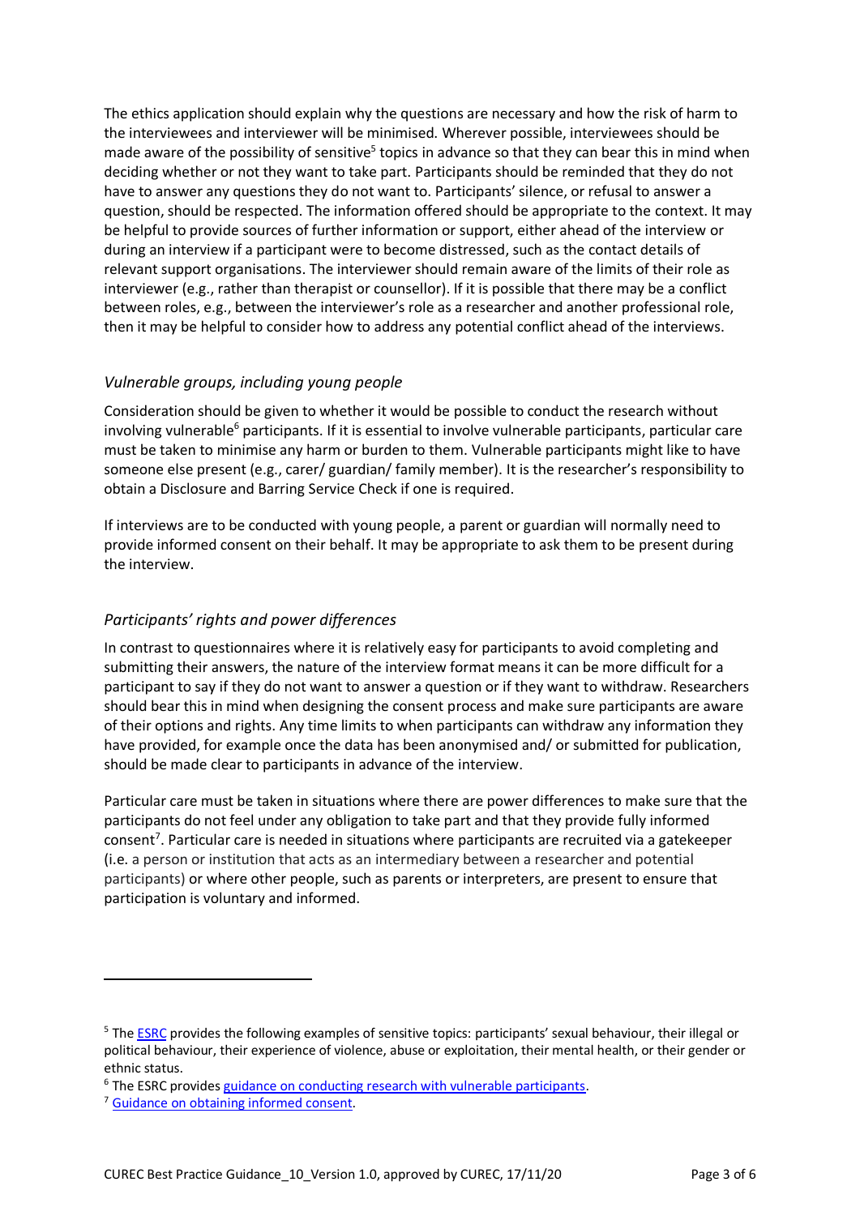The ethics application should explain why the questions are necessary and how the risk of harm to the interviewees and interviewer will be minimised. Wherever possible, interviewees should be made aware of the possibility of sensitive[5] topics in advance so that they can bear this in mind when deciding whether or not they want to take part. Participants should be reminded that they do not have to answer any questions they do not want to. Participants' silence, or refusal to answer a question, should be respected. The information offered should be appropriate to the context. It may be helpful to provide sources of further information or support, either ahead of the interview or during an interview if a participant were to become distressed, such as the contact details of relevant support organisations. The interviewer should remain aware of the limits of their role as interviewer (e.g., rather than therapist or counsellor). If it is possible that there may be a conflict between roles, e.g., between the interviewer's role as a researcher and another professional role, then it may be helpful to consider how to address any potential conflict ahead of the interviews.

### *Vulnerable groups, including young people*

Consideration should be given to whether it would be possible to conduct the research without involving vulnerable[6] participants. If it is essential to involve vulnerable participants, particular care must be taken to minimise any harm or burden to them. Vulnerable participants might like to have someone else present (e.g., carer/ guardian/ family member). It is the researcher's responsibility to obtain a Disclosure and Barring Service Check if one is required.

If interviews are to be conducted with young people, a parent or guardian will normally need to provide informed consent on their behalf. It may be appropriate to ask them to be present during the interview.

### *Participants' rights and power differences*

In contrast to questionnaires where it is relatively easy for participants to avoid completing and submitting their answers, the nature of the interview format means it can be more difficult for a participant to say if they do not want to answer a question or if they want to withdraw. Researchers should bear this in mind when designing the consent process and make sure participants are aware of their options and rights. Any time limits to when participants can withdraw any information they have provided, for example once the data has been anonymised and/ or submitted for publication, should be made clear to participants in advance of the interview.

Particular care must be taken in situations where there are power differences to make sure that the participants do not feel under any obligation to take part and that they provide fully informed consent[7]. Particular care is needed in situations where participants are recruited via a gatekeeper (i.e. a person or institution that acts as an intermediary between a researcher and potential participants) or where other people, such as parents or interpreters, are present to ensure that participation is voluntary and informed.

---

[5] The ESRC provides the following examples of sensitive topics: participants' sexual behaviour, their illegal or political behaviour, their experience of violence, abuse or exploitation, their mental health, or their gender or ethnic status.

[6] The ESRC provides guidance on conducting research with vulnerable participants.

[7] Guidance on obtaining informed consent.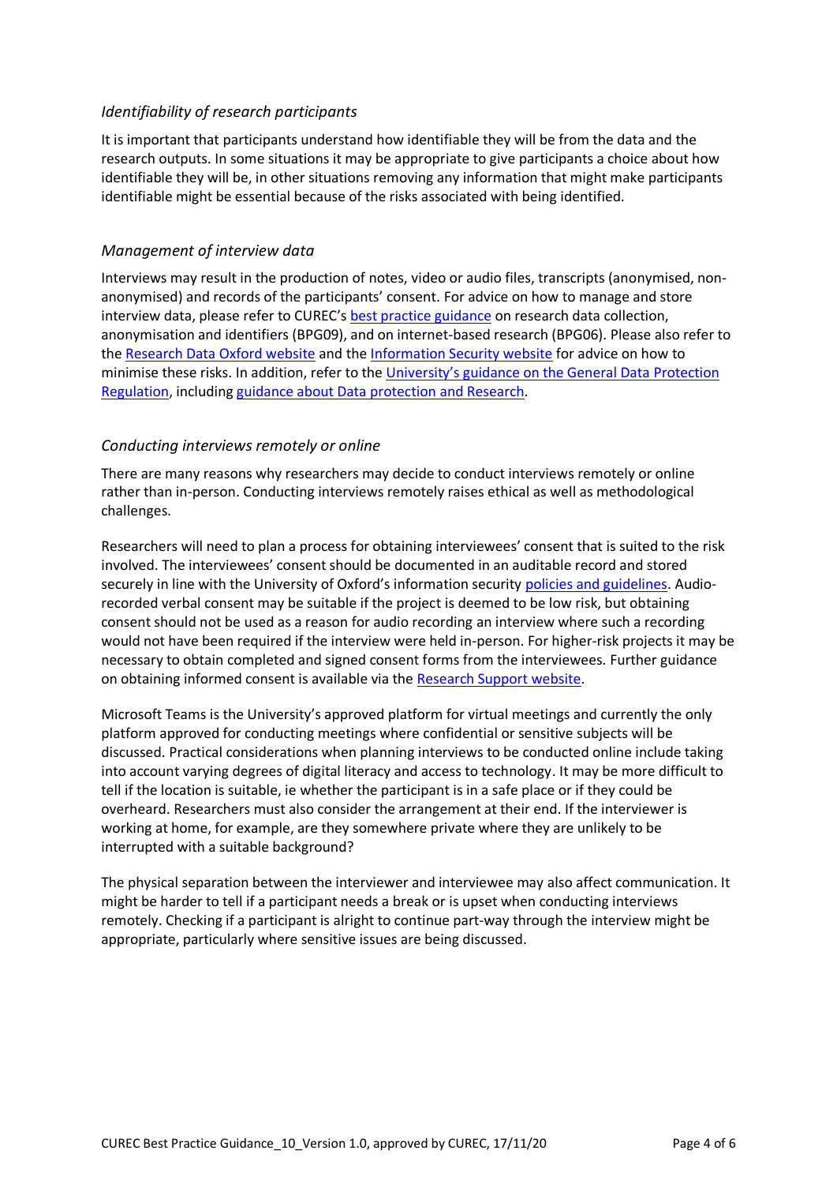### *Identifiability of research participants*

It is important that participants understand how identifiable they will be from the data and the research outputs. In some situations it may be appropriate to give participants a choice about how identifiable they will be, in other situations removing any information that might make participants identifiable might be essential because of the risks associated with being identified.

### *Management of interview data*

Interviews may result in the production of notes, video or audio files, transcripts (anonymised, non-anonymised) and records of the participants' consent. For advice on how to manage and store interview data, please refer to CUREC's best practice guidance on research data collection, anonymisation and identifiers (BPG09), and on internet-based research (BPG06). Please also refer to the Research Data Oxford website and the Information Security website for advice on how to minimise these risks. In addition, refer to the University's guidance on the General Data Protection Regulation, including guidance about Data protection and Research.

### *Conducting interviews remotely or online*

There are many reasons why researchers may decide to conduct interviews remotely or online rather than in-person. Conducting interviews remotely raises ethical as well as methodological challenges.

Researchers will need to plan a process for obtaining interviewees' consent that is suited to the risk involved. The interviewees' consent should be documented in an auditable record and stored securely in line with the University of Oxford's information security policies and guidelines. Audio-recorded verbal consent may be suitable if the project is deemed to be low risk, but obtaining consent should not be used as a reason for audio recording an interview where such a recording would not have been required if the interview were held in-person. For higher-risk projects it may be necessary to obtain completed and signed consent forms from the interviewees. Further guidance on obtaining informed consent is available via the Research Support website.

Microsoft Teams is the University's approved platform for virtual meetings and currently the only platform approved for conducting meetings where confidential or sensitive subjects will be discussed. Practical considerations when planning interviews to be conducted online include taking into account varying degrees of digital literacy and access to technology. It may be more difficult to tell if the location is suitable, ie whether the participant is in a safe place or if they could be overheard. Researchers must also consider the arrangement at their end. If the interviewer is working at home, for example, are they somewhere private where they are unlikely to be interrupted with a suitable background?

The physical separation between the interviewer and interviewee may also affect communication. It might be harder to tell if a participant needs a break or is upset when conducting interviews remotely. Checking if a participant is alright to continue part-way through the interview might be appropriate, particularly where sensitive issues are being discussed.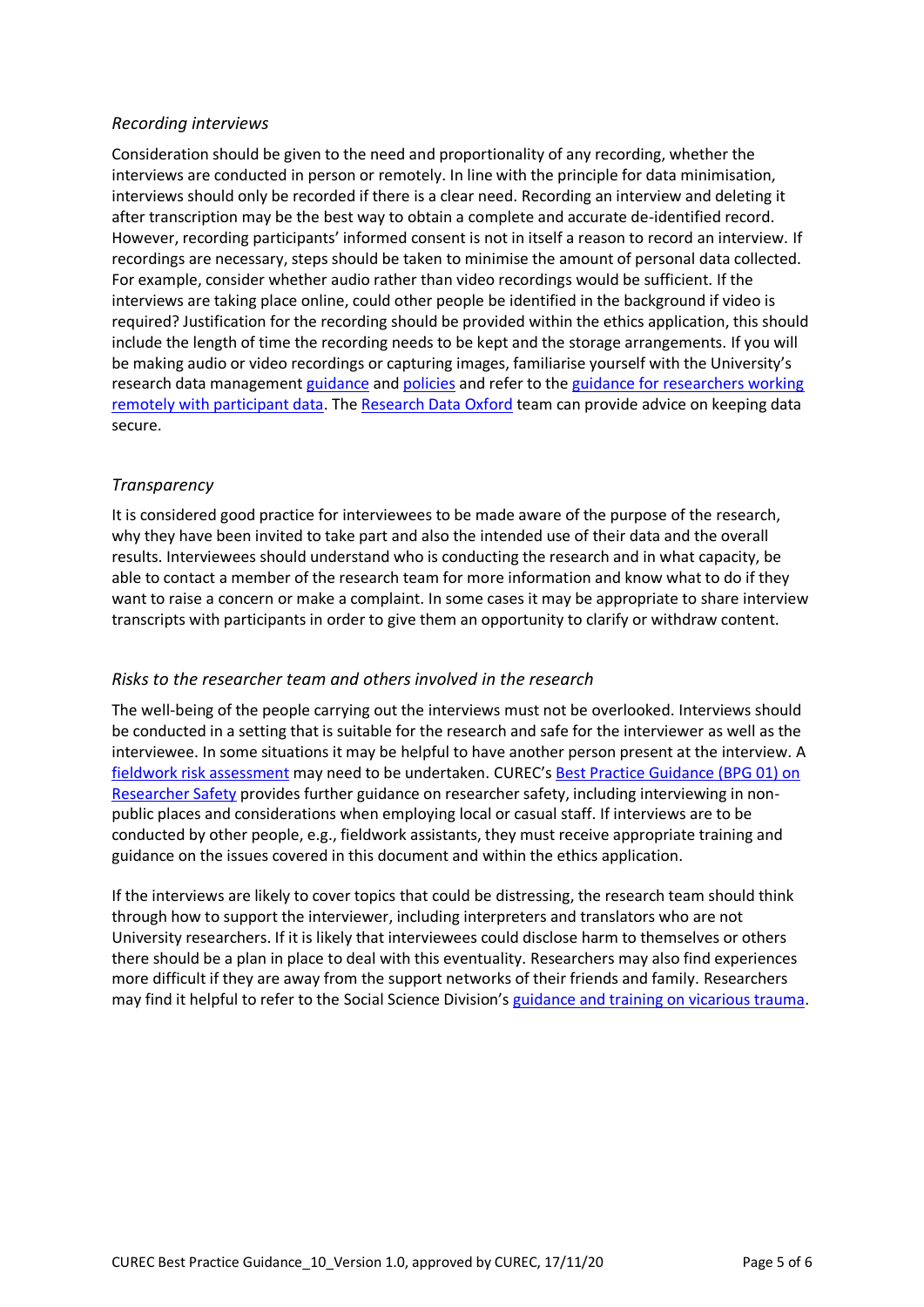### *Recording interviews*

Consideration should be given to the need and proportionality of any recording, whether the interviews are conducted in person or remotely. In line with the principle for data minimisation, interviews should only be recorded if there is a clear need. Recording an interview and deleting it after transcription may be the best way to obtain a complete and accurate de-identified record. However, recording participants' informed consent is not in itself a reason to record an interview. If recordings are necessary, steps should be taken to minimise the amount of personal data collected. For example, consider whether audio rather than video recordings would be sufficient. If the interviews are taking place online, could other people be identified in the background if video is required? Justification for the recording should be provided within the ethics application, this should include the length of time the recording needs to be kept and the storage arrangements. If you will be making audio or video recordings or capturing images, familiarise yourself with the University's research data management guidance and policies and refer to the guidance for researchers working remotely with participant data. The Research Data Oxford team can provide advice on keeping data secure.

### *Transparency*

It is considered good practice for interviewees to be made aware of the purpose of the research, why they have been invited to take part and also the intended use of their data and the overall results. Interviewees should understand who is conducting the research and in what capacity, be able to contact a member of the research team for more information and know what to do if they want to raise a concern or make a complaint. In some cases it may be appropriate to share interview transcripts with participants in order to give them an opportunity to clarify or withdraw content.

### *Risks to the researcher team and others involved in the research*

The well-being of the people carrying out the interviews must not be overlooked. Interviews should be conducted in a setting that is suitable for the research and safe for the interviewer as well as the interviewee. In some situations it may be helpful to have another person present at the interview. A fieldwork risk assessment may need to be undertaken. CUREC's Best Practice Guidance (BPG 01) on Researcher Safety provides further guidance on researcher safety, including interviewing in non-public places and considerations when employing local or casual staff. If interviews are to be conducted by other people, e.g., fieldwork assistants, they must receive appropriate training and guidance on the issues covered in this document and within the ethics application.

If the interviews are likely to cover topics that could be distressing, the research team should think through how to support the interviewer, including interpreters and translators who are not University researchers. If it is likely that interviewees could disclose harm to themselves or others there should be a plan in place to deal with this eventuality. Researchers may also find experiences more difficult if they are away from the support networks of their friends and family. Researchers may find it helpful to refer to the Social Science Division's guidance and training on vicarious trauma.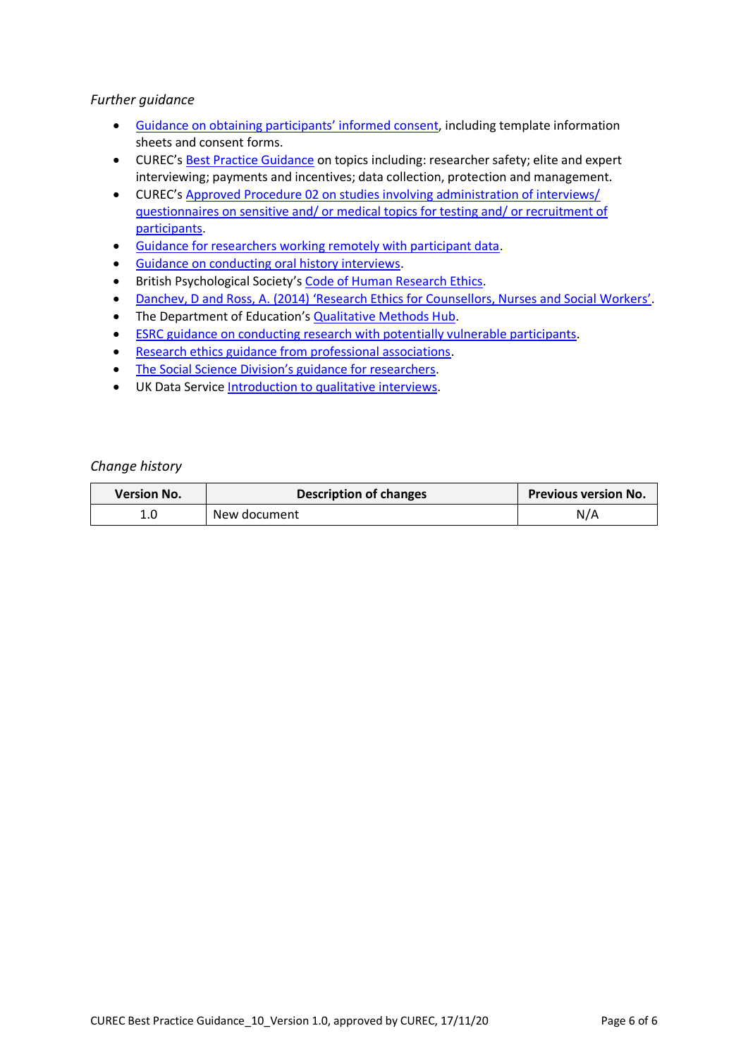*Further guidance*

- Guidance on obtaining participants' informed consent, including template information sheets and consent forms.
- CUREC's Best Practice Guidance on topics including: researcher safety; elite and expert interviewing; payments and incentives; data collection, protection and management.
- CUREC's Approved Procedure 02 on studies involving administration of interviews/ questionnaires on sensitive and/ or medical topics for testing and/ or recruitment of participants.
- Guidance for researchers working remotely with participant data.
- Guidance on conducting oral history interviews.
- British Psychological Society's Code of Human Research Ethics.
- Danchev, D and Ross, A. (2014) 'Research Ethics for Counsellors, Nurses and Social Workers'.
- The Department of Education's Qualitative Methods Hub.
- ESRC guidance on conducting research with potentially vulnerable participants.
- Research ethics guidance from professional associations.
- The Social Science Division's guidance for researchers.
- UK Data Service Introduction to qualitative interviews.

*Change history*

| Version No. | Description of changes | Previous version No. |
|---|---|---|
| 1.0 | New document | N/A |

CUREC Best Practice Guidance_10_Version 1.0, approved by CUREC, 17/11/20